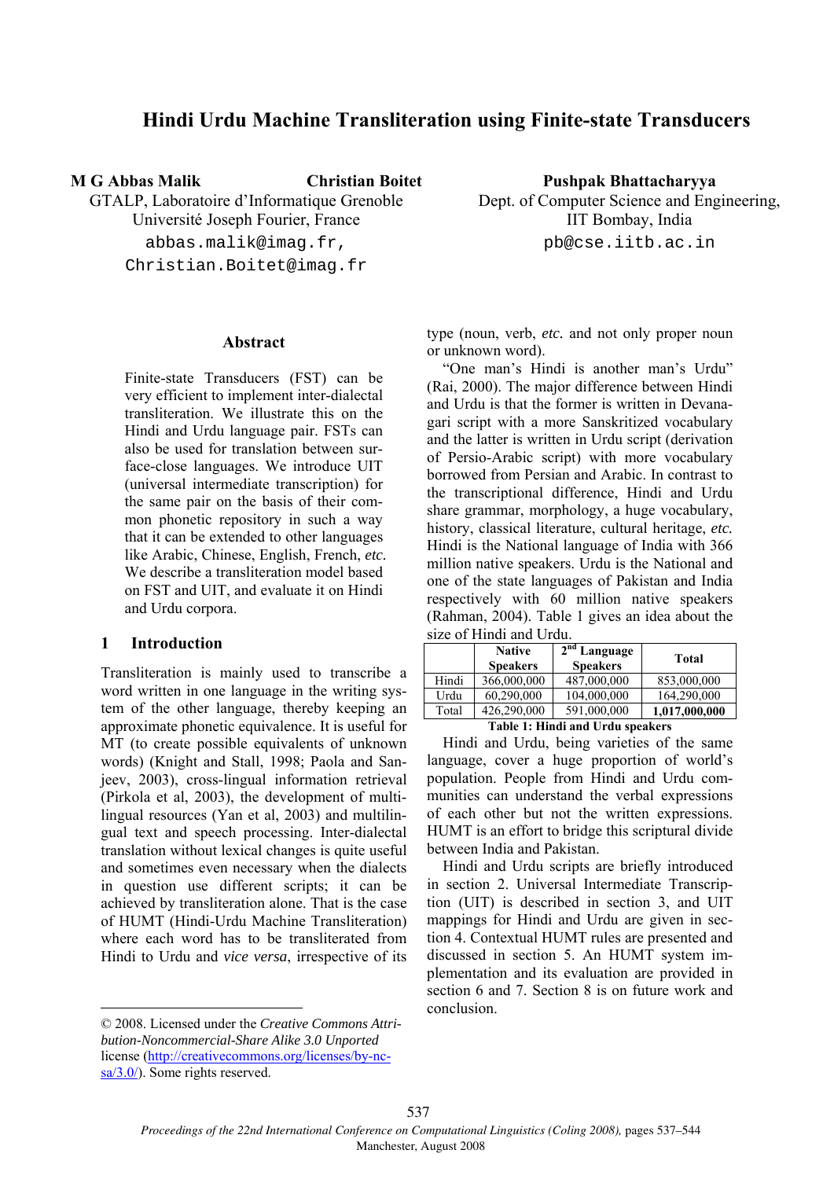# Hindi Urdu Machine Transliteration using Finite-state Transducers

**M G Abbas Malik** **Christian Boitet**
GTALP, Laboratoire d'Informatique Grenoble
Université Joseph Fourier, France
abbas.malik@imag.fr,
Christian.Boitet@imag.fr

**Pushpak Bhattacharyya**
Dept. of Computer Science and Engineering,
IIT Bombay, India
pb@cse.iitb.ac.in

## Abstract

Finite-state Transducers (FST) can be very efficient to implement inter-dialectal transliteration. We illustrate this on the Hindi and Urdu language pair. FSTs can also be used for translation between surface-close languages. We introduce UIT (universal intermediate transcription) for the same pair on the basis of their common phonetic repository in such a way that it can be extended to other languages like Arabic, Chinese, English, French, *etc.* We describe a transliteration model based on FST and UIT, and evaluate it on Hindi and Urdu corpora.

## 1 Introduction

Transliteration is mainly used to transcribe a word written in one language in the writing system of the other language, thereby keeping an approximate phonetic equivalence. It is useful for MT (to create possible equivalents of unknown words) (Knight and Stall, 1998; Paola and Sanjeev, 2003), cross-lingual information retrieval (Pirkola et al, 2003), the development of multilingual resources (Yan et al, 2003) and multilingual text and speech processing. Inter-dialectal translation without lexical changes is quite useful and sometimes even necessary when the dialects in question use different scripts; it can be achieved by transliteration alone. That is the case of HUMT (Hindi-Urdu Machine Transliteration) where each word has to be transliterated from Hindi to Urdu and *vice versa*, irrespective of its type (noun, verb, *etc.* and not only proper noun or unknown word).

"One man's Hindi is another man's Urdu" (Rai, 2000). The major difference between Hindi and Urdu is that the former is written in Devanagari script with a more Sanskritized vocabulary and the latter is written in Urdu script (derivation of Persio-Arabic script) with more vocabulary borrowed from Persian and Arabic. In contrast to the transcriptional difference, Hindi and Urdu share grammar, morphology, a huge vocabulary, history, classical literature, cultural heritage, *etc.* Hindi is the National language of India with 366 million native speakers. Urdu is the National and one of the state languages of Pakistan and India respectively with 60 million native speakers (Rahman, 2004). Table 1 gives an idea about the size of Hindi and Urdu.

| | Native Speakers | 2nd Language Speakers | Total |
|---|---|---|---|
| Hindi | 366,000,000 | 487,000,000 | 853,000,000 |
| Urdu | 60,290,000 | 104,000,000 | 164,290,000 |
| Total | 426,290,000 | 591,000,000 | **1,017,000,000** |

**Table 1: Hindi and Urdu speakers**

Hindi and Urdu, being varieties of the same language, cover a huge proportion of world's population. People from Hindi and Urdu communities can understand the verbal expressions of each other but not the written expressions. HUMT is an effort to bridge this scriptural divide between India and Pakistan.

Hindi and Urdu scripts are briefly introduced in section 2. Universal Intermediate Transcription (UIT) is described in section 3, and UIT mappings for Hindi and Urdu are given in section 4. Contextual HUMT rules are presented and discussed in section 5. An HUMT system implementation and its evaluation are provided in section 6 and 7. Section 8 is on future work and conclusion.

---

© 2008. Licensed under the *Creative Commons Attribution-Noncommercial-Share Alike 3.0 Unported* license (http://creativecommons.org/licenses/by-nc-sa/3.0/). Some rights reserved.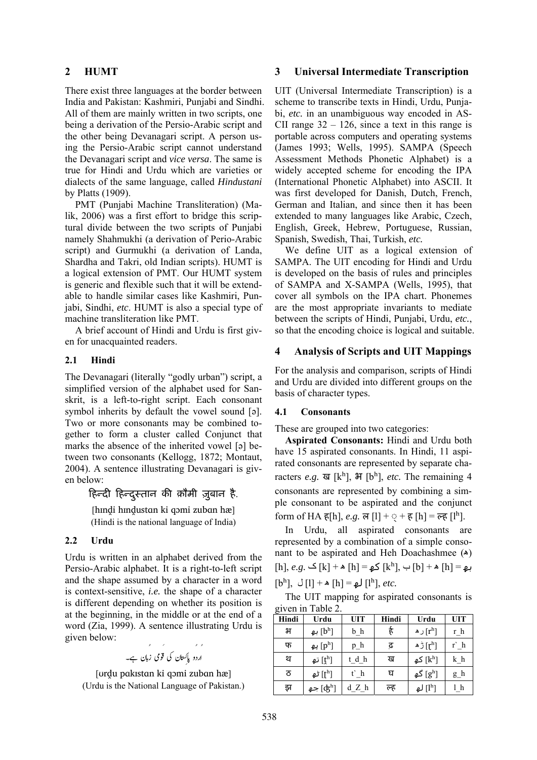## 2 HUMT

There exist three languages at the border between India and Pakistan: Kashmiri, Punjabi and Sindhi. All of them are mainly written in two scripts, one being a derivation of the Persio-Arabic script and the other being Devanagari script. A person using the Persio-Arabic script cannot understand the Devanagari script and *vice versa*. The same is true for Hindi and Urdu which are varieties or dialects of the same language, called *Hindustani* by Platts (1909).

PMT (Punjabi Machine Transliteration) (Malik, 2006) was a first effort to bridge this scriptural divide between the two scripts of Punjabi namely Shahmukhi (a derivation of Perio-Arabic script) and Gurmukhi (a derivation of Landa, Shardha and Takri, old Indian scripts). HUMT is a logical extension of PMT. Our HUMT system is generic and flexible such that it will be extendable to handle similar cases like Kashmiri, Punjabi, Sindhi, *etc*. HUMT is also a special type of machine transliteration like PMT.

A brief account of Hindi and Urdu is first given for unacquainted readers.

### 2.1 Hindi

The Devanagari (literally "godly urban") script, a simplified version of the alphabet used for Sanskrit, is a left-to-right script. Each consonant symbol inherits by default the vowel sound [ə]. Two or more consonants may be combined together to form a cluster called Conjunct that marks the absence of the inherited vowel [ə] between two consonants (Kellogg, 1872; Montaut, 2004). A sentence illustrating Devanagari is given below:

हिन्दी हिन्दुस्तान की क़ौमी ज़ुबान है.

[hɪn̪d̪i hɪn̪d̪ustɑn ki qɔmi zubɑn hæ]
(Hindi is the national language of India)

### 2.2 Urdu

Urdu is written in an alphabet derived from the Persio-Arabic alphabet. It is a right-to-left script and the shape assumed by a character in a word is context-sensitive, *i.e.* the shape of a character is different depending on whether its position is at the beginning, in the middle or at the end of a word (Zia, 1999). A sentence illustrating Urdu is given below:

اُردو پاکستان کی قومی زبان ہے۔

[ʊrd̪u pɑkɪstɑn ki qɔmi zubɑn hæ]
(Urdu is the National Language of Pakistan.)

## 3 Universal Intermediate Transcription

UIT (Universal Intermediate Transcription) is a scheme to transcribe texts in Hindi, Urdu, Punjabi, *etc.* in an unambiguous way encoded in ASCII range 32 – 126, since a text in this range is portable across computers and operating systems (James 1993; Wells, 1995). SAMPA (Speech Assessment Methods Phonetic Alphabet) is a widely accepted scheme for encoding the IPA (International Phonetic Alphabet) into ASCII. It was first developed for Danish, Dutch, French, German and Italian, and since then it has been extended to many languages like Arabic, Czech, English, Greek, Hebrew, Portuguese, Russian, Spanish, Swedish, Thai, Turkish, *etc.*

We define UIT as a logical extension of SAMPA. The UIT encoding for Hindi and Urdu is developed on the basis of rules and principles of SAMPA and X-SAMPA (Wells, 1995), that cover all symbols on the IPA chart. Phonemes are the most appropriate invariants to mediate between the scripts of Hindi, Punjabi, Urdu, *etc.*, so that the encoding choice is logical and suitable.

## 4 Analysis of Scripts and UIT Mappings

For the analysis and comparison, scripts of Hindi and Urdu are divided into different groups on the basis of character types.

### 4.1 Consonants

These are grouped into two categories:

**Aspirated Consonants:** Hindi and Urdu both have 15 aspirated consonants. In Hindi, 11 aspirated consonants are represented by separate characters *e.g.* ख [kʰ], भ [bʰ], *etc.* The remaining 4 consonants are represented by combining a simple consonant to be aspirated and the conjunct form of HA ह[h], *e.g.* ल [l] + ् + ह [h] = ल्ह [lʰ].

In Urdu, all aspirated consonants are represented by a combination of a simple consonant to be aspirated and Heh Doachashmee (ھ) [h], *e.g.* ک [k] + ھ [h] = کھ [kʰ], ب [b] + ھ [h] = بھ [bʰ], ل [l] + ھ [h] = لھ [lʰ], *etc.*

The UIT mapping for aspirated consonants is given in Table 2.

| Hindi | Urdu | UIT | Hindi | Urdu | UIT |
|---|---|---|---|---|---|
| भ | بھ [bʰ] | b_h | र्ह | رھ [rʰ] | r_h |
| फ | پھ [pʰ] | p_h | ढ़ | ڑھ [ɽʰ] | r`_h |
| थ | تھ [t̪ʰ] | t_d_h | ख | کھ [kʰ] | k_h |
| ठ | ٹھ [ʈʰ] | t`_h | घ | گھ [gʰ] | g_h |
| झ | جھ [ʤʰ] | d_Z_h | ल्ह | لھ [lʰ] | l_h |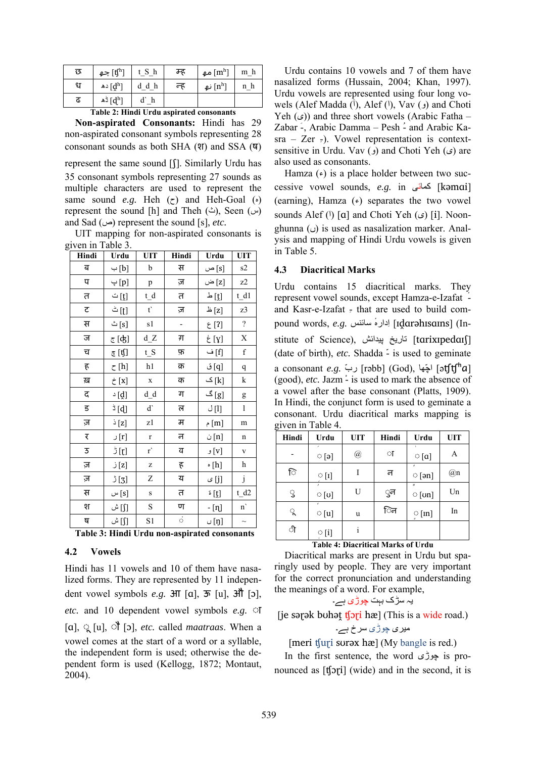| छ | چھ [tʃʰ] | t_S_h | म्ह | مھ [mʰ] | m_h |
|---|---|---|---|---|---|
| ध | دھ [d̪ʰ] | d_d_h | न्ह | نھ [nʰ] | n_h |
| ढ | ڈھ [ɖʰ] | d`_h | | | |

**Table 2: Hindi Urdu aspirated consonants**

**Non-aspirated Consonants:** Hindi has 29 non-aspirated consonant symbols representing 28 consonant sounds as both SHA (श) and SSA (ष) represent the same sound [ʃ]. Similarly Urdu has 35 consonant symbols representing 27 sounds as multiple characters are used to represent the same sound *e.g.* Heh (ح) and Heh-Goal (ہ) represent the sound [h] and Theh (ث), Seen (س) and Sad (ص) represent the sound [s], *etc.*

UIT mapping for non-aspirated consonants is given in Table 3.

| Hindi | Urdu | UIT | Hindi | Urdu | UIT |
|---|---|---|---|---|---|
| ब | ب [b] | b | स | ص [s] | s2 |
| प | پ [p] | p | ज़ | ض [z] | z2 |
| त | ت [t̪] | t_d | त | ط [t̪] | t_d1 |
| ट | ٹ [ʈ] | t` | ज़ | ظ [z] | z3 |
| स | ث [s] | s1 | - | ع [ʔ] | ? |
| ज | ج [ʤ] | d_Z | ग़ | غ [ɣ] | X |
| च | چ [ʧ] | t_S | फ़ | ف [f] | f |
| ह | ح [h] | h1 | क़ | ق [q] | q |
| ख़ | خ [x] | x | क | ک [k] | k |
| द | د [d̪] | d_d | ग | گ [g] | g |
| ड | ڈ [ɖ] | d` | ल | ل [l] | l |
| ज़ | ذ [z] | z1 | म | م [m] | m |
| र | ر [r] | r | न | ن [n] | n |
| ड़ | ڑ [ɽ] | r` | व | و [v] | v |
| ज़ | ز [z] | z | ह | ہ [h] | h |
| ज़ | ژ [ʒ] | Z | य | ی [j] | j |
| स | س [s] | s | त | ۃ [t̪] | t_d2 |
| श | ش [ʃ] | S | ण | - [ɳ] | n` |
| ष | ش [ʃ] | S1 | ं | ں [ŋ] | ~ |

**Table 3: Hindi Urdu non-aspirated consonants**

### 4.2 Vowels

Hindi has 11 vowels and 10 of them have nasalized forms. They are represented by 11 independent vowel symbols *e.g.* आ [ɑ], ऊ [u], औ [ɔ], *etc.* and 10 dependent vowel symbols *e.g.* ा [ɑ], ू [u], ौ [ɔ], *etc.* called *maatraas*. When a vowel comes at the start of a word or a syllable, the independent form is used; otherwise the dependent form is used (Kellogg, 1872; Montaut, 2004).

Urdu contains 10 vowels and 7 of them have nasalized forms (Hussain, 2004; Khan, 1997). Urdu vowels are represented using four long vowels (Alef Madda (آ), Alef (ا), Vav (و) and Choti Yeh (ی)) and three short vowels (Arabic Fatha – Zabar َ, Arabic Damma – Pesh ُ and Arabic Kasra – Zer ِ). Vowel representation is context-sensitive in Urdu. Vav (و) and Choti Yeh (ی) are also used as consonants.

Hamza (ء) is a place holder between two successive vowel sounds, *e.g.* in کمائی [kəmɑi] (earning), Hamza (ء) separates the two vowel sounds Alef (ا) [ɑ] and Choti Yeh (ی) [i]. Noonghunna (ں) is used as nasalization marker. Analysis and mapping of Hindi Urdu vowels is given in Table 5.

### 4.3 Diacritical Marks

Urdu contains 15 diacritical marks. They represent vowel sounds, except Hamza-e-Izafat ٔ and Kasr-e-Izafat ِ that are used to build compound words, *e.g.* اِدارۂ سائنس [ɪd̪ɑrəhɪsɑɪns] (Institute of Science), تاریخِ پیدائش [tɑrɪxɪpedɑɪʃ] (date of birth), *etc.* Shadda ّ is used to geminate a consonant *e.g.* ربّ [rəbb] (God), اچّھا [əʧʧʰɑ] (good), *etc.* Jazm ْ is used to mark the absence of a vowel after the base consonant (Platts, 1909). In Hindi, the conjunct form is used to geminate a consonant. Urdu diacritical marks mapping is given in Table 4.

| Hindi | Urdu | UIT | Hindi | Urdu | UIT |
|---|---|---|---|---|---|
| - | َ [ə] | @ | ा | ٰ [ɑ] | A |
| ि | ِ [ɪ] | I | न | ً [ən] | @n |
| ु | ُ [ʊ] | U | ुन | ٌ [ʊn] | Un |
| ू | ُ [u] | u | िन | ٍ [ɪn] | In |
| ी | ِ [i] | i | | | |

**Table 4: Diacritical Marks of Urdu**

Diacritical marks are present in Urdu but sparingly used by people. They are very important for the correct pronunciation and understanding the meanings of a word. For example,

یہ سڑک بہت چوڑی ہے۔

[je səɽək bʊhət̪ ʧɔɽi hæ] (This is a wide road.)

میری چوڑی سرخ ہے۔

[meri ʧuɽi sʊrəx hæ] (My bangle is red.)

In the first sentence, the word چوڑی is pronounced as [ʧɔɽi] (wide) and in the second, it is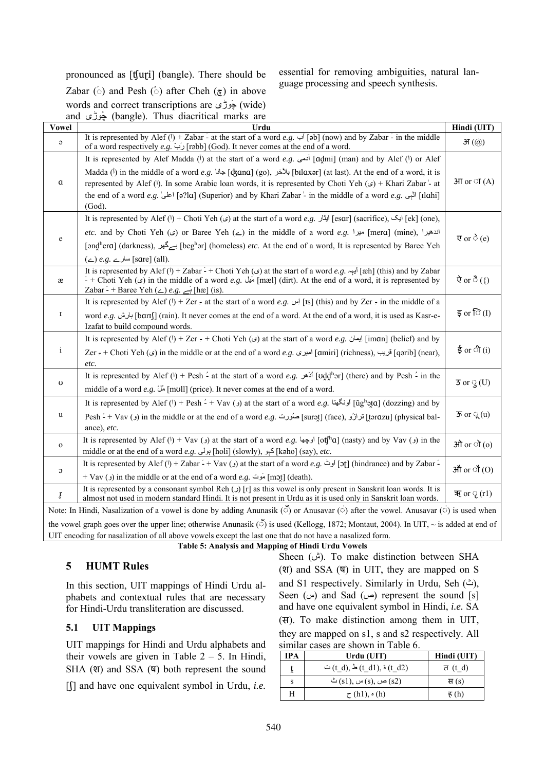pronounced as [ʧuɽi] (bangle). There should be Zabar (َ◌) and Pesh (ُ◌) after Cheh (چ) in above words and correct transcriptions are چَوڑی (wide) and چُوڑی (bangle). Thus diacritical marks are essential for removing ambiguities, natural language processing and speech synthesis.

| Vowel | Urdu | Hindi (UIT) |
|---|---|---|
| ə | It is represented by Alef (ا) + Zabar َ- at the start of a word *e.g.* اَب [əb] (now) and by Zabar َ- in the middle of a word respectively *e.g.* رَبّ [rəbb] (God). It never comes at the end of a word. | अ (@) |
| ɑ | It is represented by Alef Madda (آ) at the start of a word *e.g.* آدمی [ɑd̪mi] (man) and by Alef (ا) or Alef Madda (آ) in the middle of a word *e.g.* جانا [ʤɑnɑ] (go), بلآخر [bɪlɑxər] (at last). At the end of a word, it is represented by Alef (ا). In some Arabic loan words, it is represented by Choti Yeh (ی) + Khari Zabar ٰ- at the end of a word *e.g.* اعلیٰ [əʔlɑ] (Superior) and by Khari Zabar ٰ- in the middle of a word *e.g.* الٰہی [ɪlɑhi] (God). | आ or ा (A) |
| e | It is represented by Alef (ا) + Choti Yeh (ی) at the start of a word *e.g.* ایثار [esɑr] (sacrifice), ایک [ek] (one), *etc.* and by Choti Yeh (ی) or Baree Yeh (ے) in the middle of a word *e.g.* میرا [merɑ] (mine), اندھیرا [ənd̪ʰerɑ] (darkness), بےگھر [begʰər] (homeless) *etc.* At the end of a word, It is represented by Baree Yeh (ے) *e.g.* سارے [sɑre] (all). | ए or े (e) |
| æ | It is represented by Alef (ا) + Zabar َ- + Choti Yeh (ی) at the start of a word *e.g.* ایہہ [æh] (this) and by Zabar َ- + Choti Yeh (ی) in the middle of a word *e.g.* مَیل [mæl] (dirt). At the end of a word, it is represented by Zabar َ- + Baree Yeh (ے) *e.g.* ہَے [hæ] (is). | ऐ or ै ({) |
| ɪ | It is represented by Alef (ا) + Zer ِ- at the start of a word *e.g.* اِس [ɪs] (this) and by Zer ِ- in the middle of a word *e.g.* بارِش [bɑrɪʃ] (rain). It never comes at the end of a word. At the end of a word, it is used as Kasr-e-Izafat to build compound words. | इ or ि (I) |
| i | It is represented by Alef (ا) + Zer ِ- + Choti Yeh (ی) at the start of a word *e.g.* اِیمان [imɑn] (belief) and by Zer ِ- + Choti Yeh (ی) in the middle or at the end of a word *e.g.* امیری [ɑmiri] (richness), قریب [qərib] (near), *etc.* | ई or ी (i) |
| ʊ | It is represented by Alef (ا) + Pesh ُ- at the start of a word *e.g.* اُدھر [ʊd̪d̪ʰər] (there) and by Pesh ُ- in the middle of a word *e.g.* مُل [mʊll] (price). It never comes at the end of a word. | उ or ु (U) |
| u | It is represented by Alef (ا) + Pesh ُ- + Vav (و) at the start of a word *e.g.* اُونگھتا [ũgʰət̪ɑ] (dozzing) and by Pesh ُ- + Vav (و) in the middle or at the end of a word *e.g.* صُورت [surət̪] (face), ترازُو [t̪ərɑzu] (physical balance), *etc.* | ऊ or ू (u) |
| o | It is represented by Alef (ا) + Vav (و) at the start of a word *e.g.* اوچھا [oʧʰɑ] (nasty) and by Vav (و) in the middle or at the end of a word *e.g.* ہولی [holi] (slowly), کہو [kəho] (say), *etc.* | ओ or ो (o) |
| ɔ | It is represented by Alef (ا) + Zabar َ- + Vav (و) at the start of a word *e.g.* اَوٹ [ɔʈ] (hindrance) and by Zabar َ- + Vav (و) in the middle or at the end of a word *e.g.* مَوت [mɔt̪] (death). | औ or ौ (O) |
| r̥ | It is represented by a consonant symbol Reh (ر) [r] as this vowel is only present in Sanskrit loan words. It is almost not used in modern standard Hindi. It is not present in Urdu as it is used only in Sanskrit loan words. | ऋ or ृ (r1) |
| Note: In Hindi, Nasalization of a vowel is done by adding Anunasik (ँ) or Anusavar (ं) after the vowel. Anusavar (ं) is used when the vowel graph goes over the upper line; otherwise Anunasik (ँ) is used (Kellogg, 1872; Montaut, 2004). In UIT, ~ is added at end of UIT encoding for nasalization of all above vowels except the last one that do not have a nasalized form. | | |

**Table 5: Analysis and Mapping of Hindi Urdu Vowels**

## 5 HUMT Rules

In this section, UIT mappings of Hindi Urdu alphabets and contextual rules that are necessary for Hindi-Urdu transliteration are discussed.

### 5.1 UIT Mappings

UIT mappings for Hindi and Urdu alphabets and their vowels are given in Table 2 – 5. In Hindi, SHA (श) and SSA (ष) both represent the sound [ʃ] and have one equivalent symbol in Urdu, *i.e.* Sheen (ش). To make distinction between SHA (श) and SSA (ष) in UIT, they are mapped on S and S1 respectively. Similarly in Urdu, Seh (ث), Seen (س) and Sad (ص) represent the sound [s] and have one equivalent symbol in Hindi, *i.e.* SA (स). To make distinction among them in UIT, they are mapped on s1, s and s2 respectively. All similar cases are shown in Table 6.

| IPA | Urdu (UIT) | Hindi (UIT) |
|---|---|---|
| t̪ | ت (t_d), ط (t_d1), ۃ (t_d2) | त (t_d) |
| s | ث (s1), س (s), ص (s2) | स (s) |
| H | ح (h1), ہ (h) | ह (h) |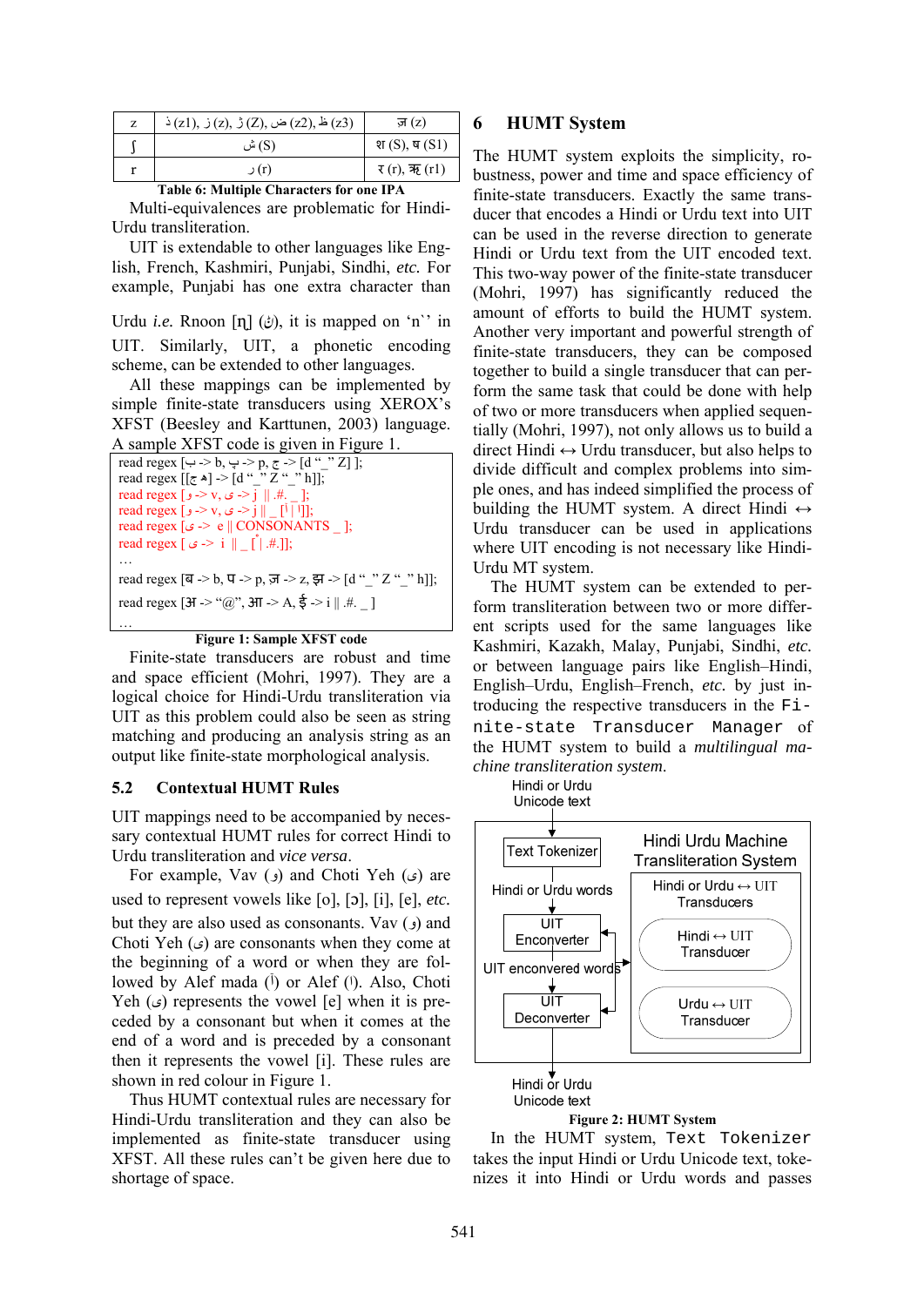| z | ذ (z1), ز (z), ژ (Z), ض (z2), ظ (z3) | ज़ (z) |
|---|---|---|
| ʃ | ش (S) | श (S), ष (S1) |
| r | ر (r) | र (r), ऋ (r1) |

**Table 6: Multiple Characters for one IPA**

Multi-equivalences are problematic for Hindi-Urdu transliteration.

UIT is extendable to other languages like English, French, Kashmiri, Punjabi, Sindhi, *etc.* For example, Punjabi has one extra character than Urdu *i.e.* Rnoon [ɳ] (ݨ), it is mapped on 'n`' in UIT. Similarly, UIT, a phonetic encoding scheme, can be extended to other languages.

All these mappings can be implemented by simple finite-state transducers using XEROX's XFST (Beesley and Karttunen, 2003) language. A sample XFST code is given in Figure 1.

```
read regex [ب -> b, پ -> p, ج -> [d "_" Z] ];
read regex [[ج ھ] -> [d "_" Z "_" h]];
read regex [و -> v, ی -> j || .#. _ ];
read regex [و -> v, ی -> j || _ [ا | آ]];
read regex [ی -> e || CONSONANTS _ ];
read regex [ ی -> i || _ [ٔ| .#.]];
…
read regex [ब -> b, प -> p, ज -> z, झ -> [d "_" Z "_" h]];
read regex [अ -> "@", आ -> A, ई -> i || .#. _ ]
…
```

**Figure 1: Sample XFST code**

Finite-state transducers are robust and time and space efficient (Mohri, 1997). They are a logical choice for Hindi-Urdu transliteration via UIT as this problem could also be seen as string matching and producing an analysis string as an output like finite-state morphological analysis.

## 5.2 Contextual HUMT Rules

UIT mappings need to be accompanied by necessary contextual HUMT rules for correct Hindi to Urdu transliteration and *vice versa*.

For example, Vav (و) and Choti Yeh (ی) are used to represent vowels like [o], [ɔ], [i], [e], *etc.* but they are also used as consonants. Vav (و) and Choti Yeh (ی) are consonants when they come at the beginning of a word or when they are followed by Alef mada (آ) or Alef (ا). Also, Choti Yeh (ی) represents the vowel [e] when it is preceded by a consonant but when it comes at the end of a word and is preceded by a consonant then it represents the vowel [i]. These rules are shown in red colour in Figure 1.

Thus HUMT contextual rules are necessary for Hindi-Urdu transliteration and they can also be implemented as finite-state transducer using XFST. All these rules can't be given here due to shortage of space.

# 6 HUMT System

The HUMT system exploits the simplicity, robustness, power and time and space efficiency of finite-state transducers. Exactly the same transducer that encodes a Hindi or Urdu text into UIT can be used in the reverse direction to generate Hindi or Urdu text from the UIT encoded text. This two-way power of the finite-state transducer (Mohri, 1997) has significantly reduced the amount of efforts to build the HUMT system. Another very important and powerful strength of finite-state transducers, they can be composed together to build a single transducer that can perform the same task that could be done with help of two or more transducers when applied sequentially (Mohri, 1997), not only allows us to build a direct Hindi ↔ Urdu transducer, but also helps to divide difficult and complex problems into simple ones, and has indeed simplified the process of building the HUMT system. A direct Hindi ↔ Urdu transducer can be used in applications where UIT encoding is not necessary like Hindi-Urdu MT system.

The HUMT system can be extended to perform transliteration between two or more different scripts used for the same languages like Kashmiri, Kazakh, Malay, Punjabi, Sindhi, *etc.* or between language pairs like English–Hindi, English–Urdu, English–French, *etc.* by just introducing the respective transducers in the `Finite-state Transducer Manager` of the HUMT system to build a *multilingual machine transliteration system*.

Hindi or Urdu Unicode text → [Hindi Urdu Machine Transliteration System: Text Tokenizer → Hindi or Urdu words → UIT Enconverter → UIT enconverted words → UIT Deconverter; Hindi or Urdu ↔ UIT Transducers: Hindi ↔ UIT Transducer, Urdu ↔ UIT Transducer] → Hindi or Urdu Unicode text

**Figure 2: HUMT System**

In the HUMT system, `Text Tokenizer` takes the input Hindi or Urdu Unicode text, tokenizes it into Hindi or Urdu words and passes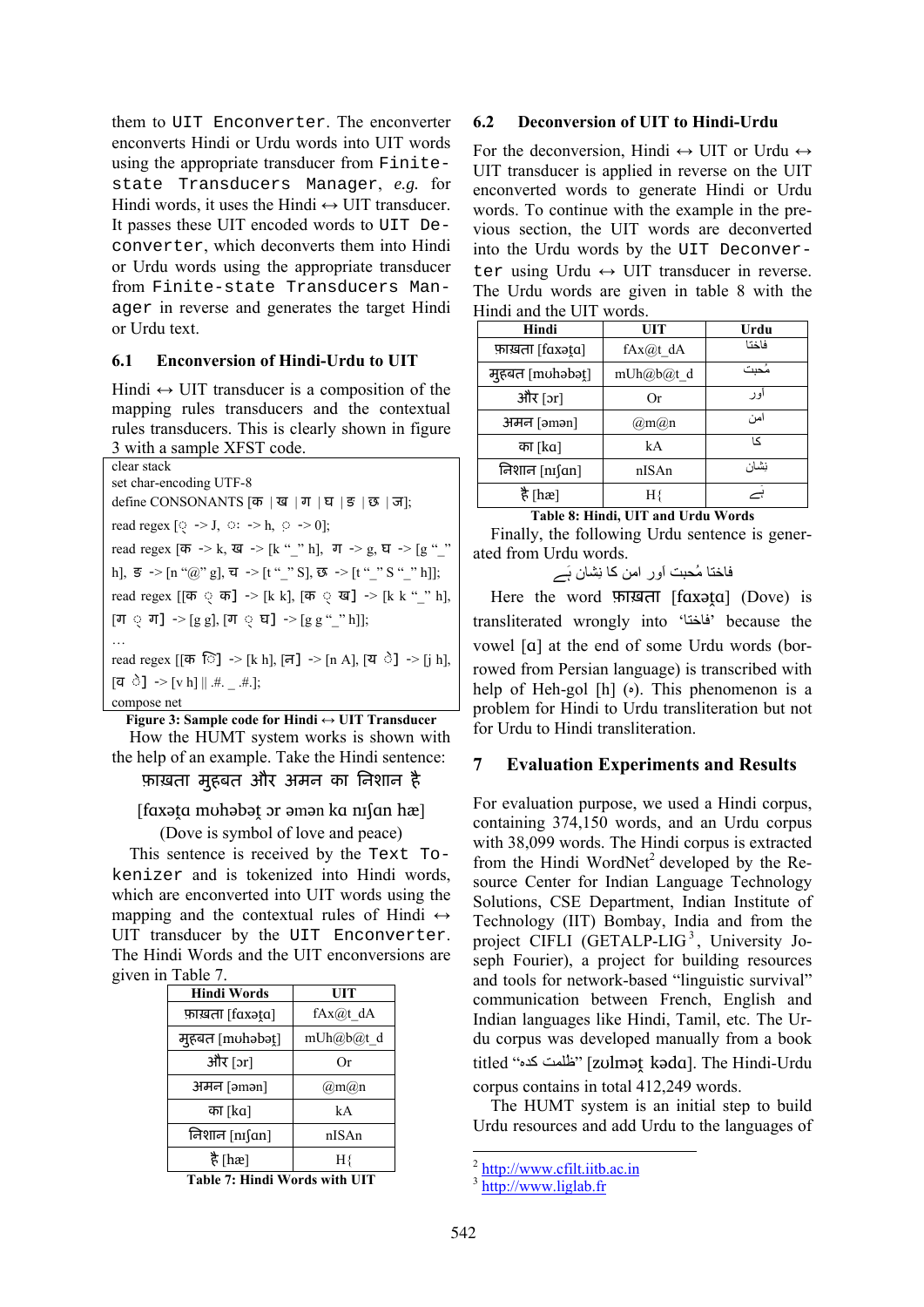them to UIT Enconverter. The enconverter enconverts Hindi or Urdu words into UIT words using the appropriate transducer from Finite-state Transducers Manager, *e.g.* for Hindi words, it uses the Hindi ↔ UIT transducer. It passes these UIT encoded words to UIT Deconverter, which deconverts them into Hindi or Urdu words using the appropriate transducer from Finite-state Transducers Manager in reverse and generates the target Hindi or Urdu text.

### 6.1 Enconversion of Hindi-Urdu to UIT

Hindi ↔ UIT transducer is a composition of the mapping rules transducers and the contextual rules transducers. This is clearly shown in figure 3 with a sample XFST code.

```
clear stack
set char-encoding UTF-8
define CONSONANTS [क | ख | ग | घ | ङ | छ | ज];
read regex [़ -> J, ः -> h, ़ -> 0];
read regex [क -> k, ख -> [k "_" h], ग -> g, घ -> [g "_" h], ङ -> [n "@" g], च -> [t "_" S], छ -> [t "_" S "_" h]];
read regex [[क ़ क] -> [k k], [क ़ ख] -> [k k "_" h], [ग ़ ग] -> [g g], [ग ़ घ] -> [g g "_" h]];
…
read regex [[क ि] -> [k h], [न] -> [n A], [य े] -> [j h], [व े] -> [v h] || .#. _ .#.];
compose net
```

**Figure 3: Sample code for Hindi ↔ UIT Transducer**

How the HUMT system works is shown with the help of an example. Take the Hindi sentence:

फ़ाख़्ता मुहबत और अमन का निशान है

[fɑxət̪ɑ mʊhəbət̪ ɔr əmən kɑ nɪʃɑn hæ]

(Dove is symbol of love and peace)

This sentence is received by the Text Tokenizer and is tokenized into Hindi words, which are enconverted into UIT words using the mapping and the contextual rules of Hindi ↔ UIT transducer by the UIT Enconverter. The Hindi Words and the UIT enconversions are given in Table 7.

| Hindi Words | UIT |
|---|---|
| फ़ाख़्ता [fɑxət̪ɑ] | fAx@t_dA |
| मुहबत [mʊhəbət̪] | mUh@b@t_d |
| और [ɔr] | Or |
| अमन [əmən] | @m@n |
| का [kɑ] | kA |
| निशान [nɪʃɑn] | nISAn |
| है [hæ] | H{ |

**Table 7: Hindi Words with UIT**

### 6.2 Deconversion of UIT to Hindi-Urdu

For the deconversion, Hindi ↔ UIT or Urdu ↔ UIT transducer is applied in reverse on the UIT enconverted words to generate Hindi or Urdu words. To continue with the example in the previous section, the UIT words are deconverted into the Urdu words by the UIT Deconverter using Urdu ↔ UIT transducer in reverse. The Urdu words are given in table 8 with the Hindi and the UIT words.

| Hindi | UIT | Urdu |
|---|---|---|
| फ़ाख़्ता [fɑxət̪ɑ] | fAx@t_dA | فاختا |
| मुहबत [mʊhəbət̪] | mUh@b@t_d | مُحبت |
| और [ɔr] | Or | اور |
| अमन [əmən] | @m@n | امن |
| का [kɑ] | kA | کا |
| निशान [nɪʃɑn] | nISAn | نِشان |
| है [hæ] | H{ | ہَے |

**Table 8: Hindi, UIT and Urdu Words**

Finally, the following Urdu sentence is generated from Urdu words.

فاختا مُحبت اور امن کا نِشان ہَے

Here the word फ़ाख़्ता [fɑxət̪ɑ] (Dove) is transliterated wrongly into 'فاختا' because the vowel [ɑ] at the end of some Urdu words (borrowed from Persian language) is transcribed with help of Heh-gol [h] (ہ). This phenomenon is a problem for Hindi to Urdu transliteration but not for Urdu to Hindi transliteration.

## 7 Evaluation Experiments and Results

For evaluation purpose, we used a Hindi corpus, containing 374,150 words, and an Urdu corpus with 38,099 words. The Hindi corpus is extracted from the Hindi WordNet[2] developed by the Resource Center for Indian Language Technology Solutions, CSE Department, Indian Institute of Technology (IIT) Bombay, India and from the project CIFLI (GETALP-LIG[3], University Joseph Fourier), a project for building resources and tools for network-based "linguistic survival" communication between French, English and Indian languages like Hindi, Tamil, etc. The Urdu corpus was developed manually from a book titled "ظلمت کدہ" [zʊlmət̪ kədɑ]. The Hindi-Urdu corpus contains in total 412,249 words.

The HUMT system is an initial step to build Urdu resources and add Urdu to the languages of

---

[2] http://www.cfilt.iitb.ac.in
[3] http://www.liglab.fr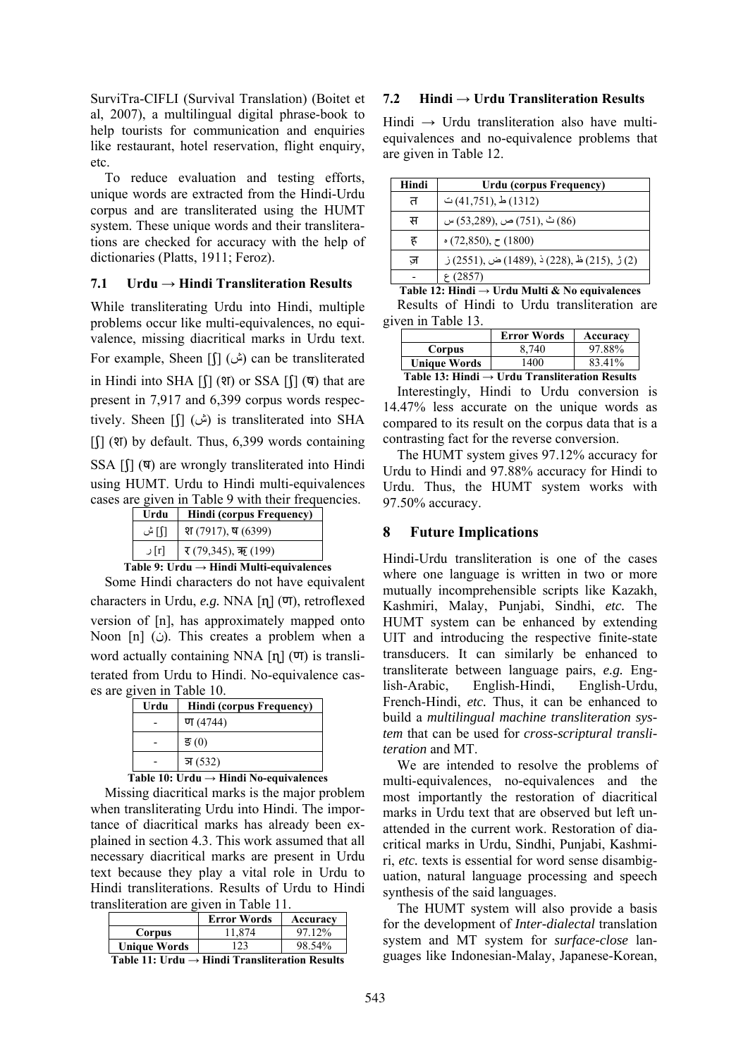SurviTra-CIFLI (Survival Translation) (Boitet et al, 2007), a multilingual digital phrase-book to help tourists for communication and enquiries like restaurant, hotel reservation, flight enquiry, etc.

To reduce evaluation and testing efforts, unique words are extracted from the Hindi-Urdu corpus and are transliterated using the HUMT system. These unique words and their transliterations are checked for accuracy with the help of dictionaries (Platts, 1911; Feroz).

### 7.1 Urdu → Hindi Transliteration Results

While transliterating Urdu into Hindi, multiple problems occur like multi-equivalences, no equivalence, missing diacritical marks in Urdu text. For example, Sheen [ʃ] (ش) can be transliterated in Hindi into SHA [ʃ] (श) or SSA [ʃ] (ष) that are present in 7,917 and 6,399 corpus words respectively. Sheen [ʃ] (ش) is transliterated into SHA [ʃ] (श) by default. Thus, 6,399 words containing SSA [ʃ] (ष) are wrongly transliterated into Hindi using HUMT. Urdu to Hindi multi-equivalences cases are given in Table 9 with their frequencies.

| Urdu | Hindi (corpus Frequency) |
|---|---|
| ش [ʃ] | श (7917), ष (6399) |
| ر [r] | र (79,345), ऋ (199) |

**Table 9: Urdu → Hindi Multi-equivalences**

Some Hindi characters do not have equivalent characters in Urdu, *e.g.* NNA [ɳ] (ण), retroflexed version of [n], has approximately mapped onto Noon [n] (ن). This creates a problem when a word actually containing NNA [ɳ] (ण) is transliterated from Urdu to Hindi. No-equivalence cases are given in Table 10.

| Urdu | Hindi (corpus Frequency) |
|---|---|
| - | ण (4744) |
| - | ङ (0) |
| - | ञ (532) |

**Table 10: Urdu → Hindi No-equivalences**

Missing diacritical marks is the major problem when transliterating Urdu into Hindi. The importance of diacritical marks has already been explained in section 4.3. This work assumed that all necessary diacritical marks are present in Urdu text because they play a vital role in Urdu to Hindi transliterations. Results of Urdu to Hindi transliteration are given in Table 11.

| | Error Words | Accuracy |
|---|---|---|
| **Corpus** | 11,874 | 97.12% |
| **Unique Words** | 123 | 98.54% |

**Table 11: Urdu → Hindi Transliteration Results**

### 7.2 Hindi → Urdu Transliteration Results

Hindi → Urdu transliteration also have multi-equivalences and no-equivalence problems that are given in Table 12.

| Hindi | Urdu (corpus Frequency) |
|---|---|
| त | ت (41,751), ط (1312) |
| स | س (53,289), ص (751), ث (86) |
| ह | ہ (72,850), ح (1800) |
| ज़ | ز (2551), ض (1489), ذ (228), ظ (215), ژ (2) |
| - | ع (2857) |

**Table 12: Hindi → Urdu Multi & No equivalences**

Results of Hindi to Urdu transliteration are given in Table 13.

| | Error Words | Accuracy |
|---|---|---|
| **Corpus** | 8,740 | 97.88% |
| **Unique Words** | 1400 | 83.41% |

**Table 13: Hindi → Urdu Transliteration Results**

Interestingly, Hindi to Urdu conversion is 14.47% less accurate on the unique words as compared to its result on the corpus data that is a contrasting fact for the reverse conversion.

The HUMT system gives 97.12% accuracy for Urdu to Hindi and 97.88% accuracy for Hindi to Urdu. Thus, the HUMT system works with 97.50% accuracy.

## 8 Future Implications

Hindi-Urdu transliteration is one of the cases where one language is written in two or more mutually incomprehensible scripts like Kazakh, Kashmiri, Malay, Punjabi, Sindhi, *etc.* The HUMT system can be enhanced by extending UIT and introducing the respective finite-state transducers. It can similarly be enhanced to transliterate between language pairs, *e.g.* English-Arabic, English-Hindi, English-Urdu, French-Hindi, *etc.* Thus, it can be enhanced to build a *multilingual machine transliteration system* that can be used for *cross-scriptural transliteration* and MT.

We are intended to resolve the problems of multi-equivalences, no-equivalences and the most importantly the restoration of diacritical marks in Urdu text that are observed but left unattended in the current work. Restoration of diacritical marks in Urdu, Sindhi, Punjabi, Kashmiri, *etc.* texts is essential for word sense disambiguation, natural language processing and speech synthesis of the said languages.

The HUMT system will also provide a basis for the development of *Inter-dialectal* translation system and MT system for *surface-close* languages like Indonesian-Malay, Japanese-Korean,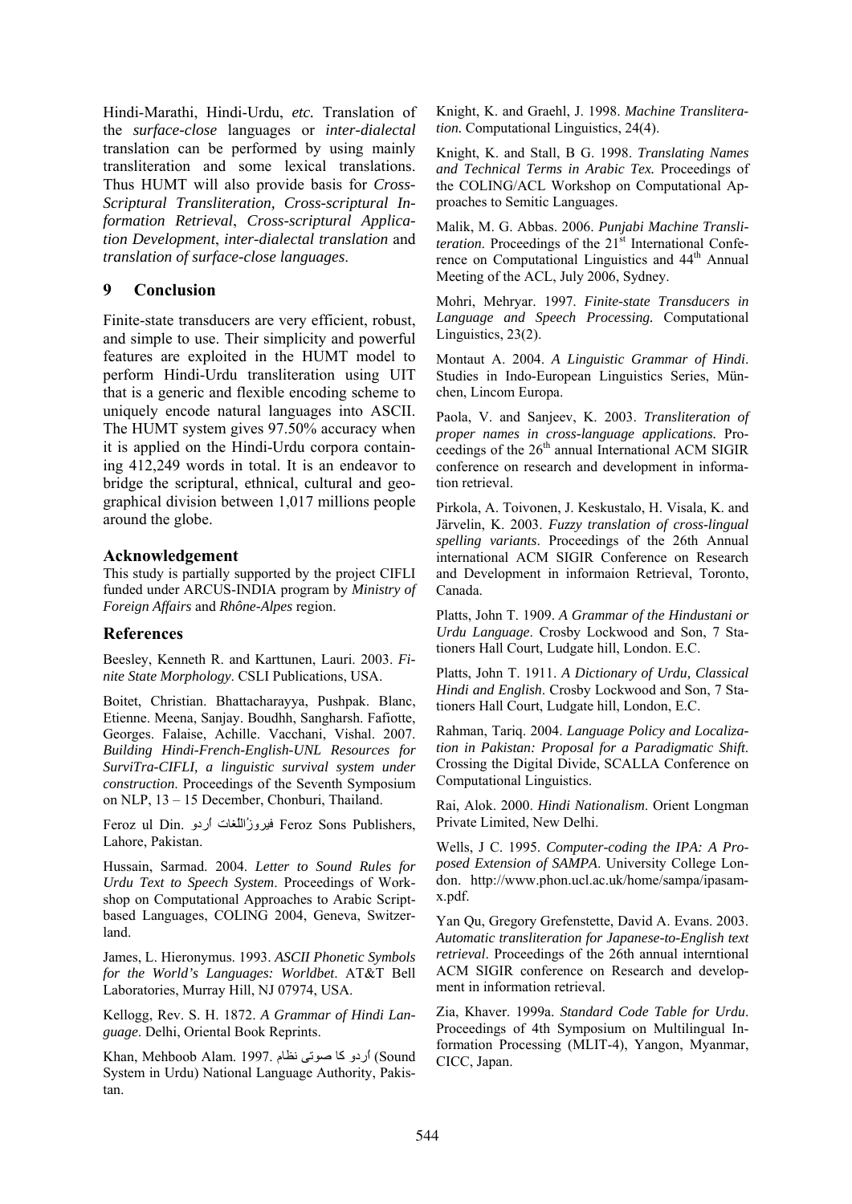Hindi-Marathi, Hindi-Urdu, *etc.* Translation of the *surface-close* languages or *inter-dialectal* translation can be performed by using mainly transliteration and some lexical translations. Thus HUMT will also provide basis for *Cross-Scriptural Transliteration, Cross-scriptural Information Retrieval*, *Cross-scriptural Application Development*, *inter-dialectal translation* and *translation of surface-close languages*.

## 9 Conclusion

Finite-state transducers are very efficient, robust, and simple to use. Their simplicity and powerful features are exploited in the HUMT model to perform Hindi-Urdu transliteration using UIT that is a generic and flexible encoding scheme to uniquely encode natural languages into ASCII. The HUMT system gives 97.50% accuracy when it is applied on the Hindi-Urdu corpora containing 412,249 words in total. It is an endeavor to bridge the scriptural, ethnical, cultural and geographical division between 1,017 millions people around the globe.

## Acknowledgement

This study is partially supported by the project CIFLI funded under ARCUS-INDIA program by *Ministry of Foreign Affairs* and *Rhône-Alpes* region.

## References

Beesley, Kenneth R. and Karttunen, Lauri. 2003. *Finite State Morphology*. CSLI Publications, USA.

Boitet, Christian. Bhattacharayya, Pushpak. Blanc, Etienne. Meena, Sanjay. Boudhh, Sangharsh. Fafiotte, Georges. Falaise, Achille. Vacchani, Vishal. 2007. *Building Hindi-French-English-UNL Resources for SurviTra-CIFLI, a linguistic survival system under construction*. Proceedings of the Seventh Symposium on NLP, 13 – 15 December, Chonburi, Thailand.

Feroz ul Din. فیروزاللغات اردو Feroz Sons Publishers, Lahore, Pakistan.

Hussain, Sarmad. 2004. *Letter to Sound Rules for Urdu Text to Speech System*. Proceedings of Workshop on Computational Approaches to Arabic Script-based Languages, COLING 2004, Geneva, Switzerland.

James, L. Hieronymus. 1993. *ASCII Phonetic Symbols for the World's Languages: Worldbet*. AT&T Bell Laboratories, Murray Hill, NJ 07974, USA.

Kellogg, Rev. S. H. 1872. *A Grammar of Hindi Language*. Delhi, Oriental Book Reprints.

Khan, Mehboob Alam. 1997. اُردو کا صوتی نظام (Sound System in Urdu) National Language Authority, Pakistan.

Knight, K. and Graehl, J. 1998. *Machine Transliteration.* Computational Linguistics, 24(4).

Knight, K. and Stall, B G. 1998. *Translating Names and Technical Terms in Arabic Tex.* Proceedings of the COLING/ACL Workshop on Computational Approaches to Semitic Languages.

Malik, M. G. Abbas. 2006. *Punjabi Machine Transliteration*. Proceedings of the 21st International Conference on Computational Linguistics and 44th Annual Meeting of the ACL, July 2006, Sydney.

Mohri, Mehryar. 1997. *Finite-state Transducers in Language and Speech Processing.* Computational Linguistics, 23(2).

Montaut A. 2004. *A Linguistic Grammar of Hindi*. Studies in Indo-European Linguistics Series, München, Lincom Europa.

Paola, V. and Sanjeev, K. 2003. *Transliteration of proper names in cross-language applications.* Proceedings of the 26th annual International ACM SIGIR conference on research and development in information retrieval.

Pirkola, A. Toivonen, J. Keskustalo, H. Visala, K. and Järvelin, K. 2003. *Fuzzy translation of cross-lingual spelling variants*. Proceedings of the 26th Annual international ACM SIGIR Conference on Research and Development in informaion Retrieval, Toronto, Canada.

Platts, John T. 1909. *A Grammar of the Hindustani or Urdu Language*. Crosby Lockwood and Son, 7 Stationers Hall Court, Ludgate hill, London. E.C.

Platts, John T. 1911. *A Dictionary of Urdu, Classical Hindi and English*. Crosby Lockwood and Son, 7 Stationers Hall Court, Ludgate hill, London, E.C.

Rahman, Tariq. 2004. *Language Policy and Localization in Pakistan: Proposal for a Paradigmatic Shift.* Crossing the Digital Divide, SCALLA Conference on Computational Linguistics.

Rai, Alok. 2000. *Hindi Nationalism*. Orient Longman Private Limited, New Delhi.

Wells, J C. 1995. *Computer-coding the IPA: A Proposed Extension of SAMPA*. University College London. http://www.phon.ucl.ac.uk/home/sampa/ipasam-x.pdf.

Yan Qu, Gregory Grefenstette, David A. Evans. 2003. *Automatic transliteration for Japanese-to-English text retrieval*. Proceedings of the 26th annual interntional ACM SIGIR conference on Research and development in information retrieval.

Zia, Khaver. 1999a. *Standard Code Table for Urdu*. Proceedings of 4th Symposium on Multilingual Information Processing (MLIT-4), Yangon, Myanmar, CICC, Japan.